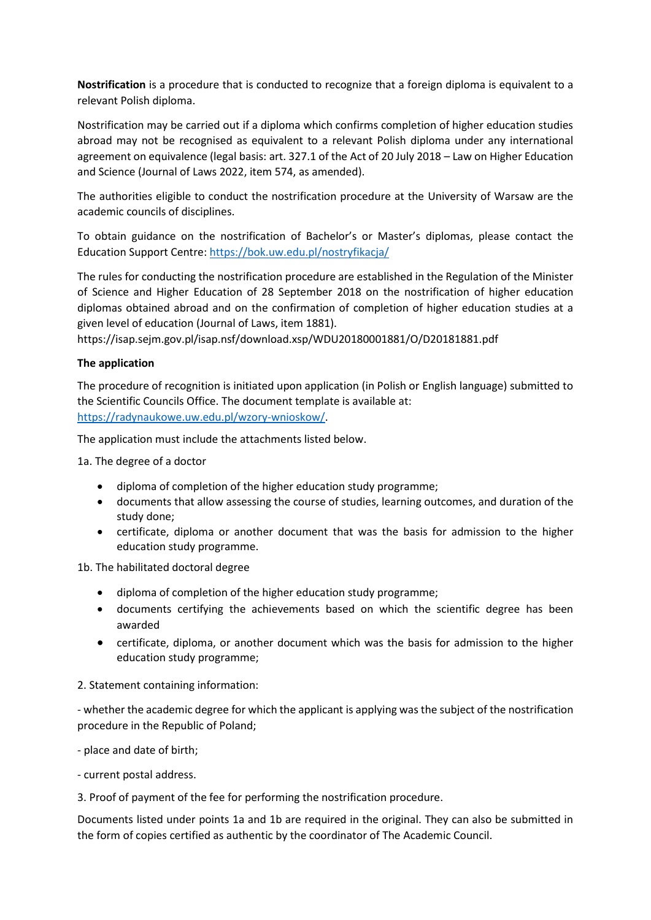**Nostrification** is a procedure that is conducted to recognize that a foreign diploma is equivalent to a relevant Polish diploma.

Nostrification may be carried out if a diploma which confirms completion of higher education studies abroad may not be recognised as equivalent to a relevant Polish diploma under any international agreement on equivalence (legal basis: art. 327.1 of the Act of 20 July 2018 – Law on Higher Education and Science (Journal of Laws 2022, item 574, as amended).

The authorities eligible to conduct the nostrification procedure at the University of Warsaw are the academic councils of disciplines.

To obtain guidance on the nostrification of Bachelor's or Master's diplomas, please contact the Education Support Centre: [https://bok.uw.edu.pl/nostryfikacja/](https://bok.uw.edu.pl/nostryfikacja/)

The rules for conducting the nostrification procedure are established in the Regulation of the Minister of Science and Higher Education of 28 September 2018 on the nostrification of higher education diplomas obtained abroad and on the confirmation of completion of higher education studies at a given level of education (Journal of Laws, item 1881).
https://isap.sejm.gov.pl/isap.nsf/download.xsp/WDU20180001881/O/D20181881.pdf

**The application**

The procedure of recognition is initiated upon application (in Polish or English language) submitted to the Scientific Councils Office. The document template is available at:
[https://radynaukowe.uw.edu.pl/wzory-wnioskow/](https://radynaukowe.uw.edu.pl/wzory-wnioskow/).

The application must include the attachments listed below.

1a. The degree of a doctor

- diploma of completion of the higher education study programme;
- documents that allow assessing the course of studies, learning outcomes, and duration of the study done;
- certificate, diploma or another document that was the basis for admission to the higher education study programme.

1b. The habilitated doctoral degree

- diploma of completion of the higher education study programme;
- documents certifying the achievements based on which the scientific degree has been awarded
- certificate, diploma, or another document which was the basis for admission to the higher education study programme;

2. Statement containing information:

- whether the academic degree for which the applicant is applying was the subject of the nostrification procedure in the Republic of Poland;

- place and date of birth;

- current postal address.

3. Proof of payment of the fee for performing the nostrification procedure.

Documents listed under points 1a and 1b are required in the original. They can also be submitted in the form of copies certified as authentic by the coordinator of The Academic Council.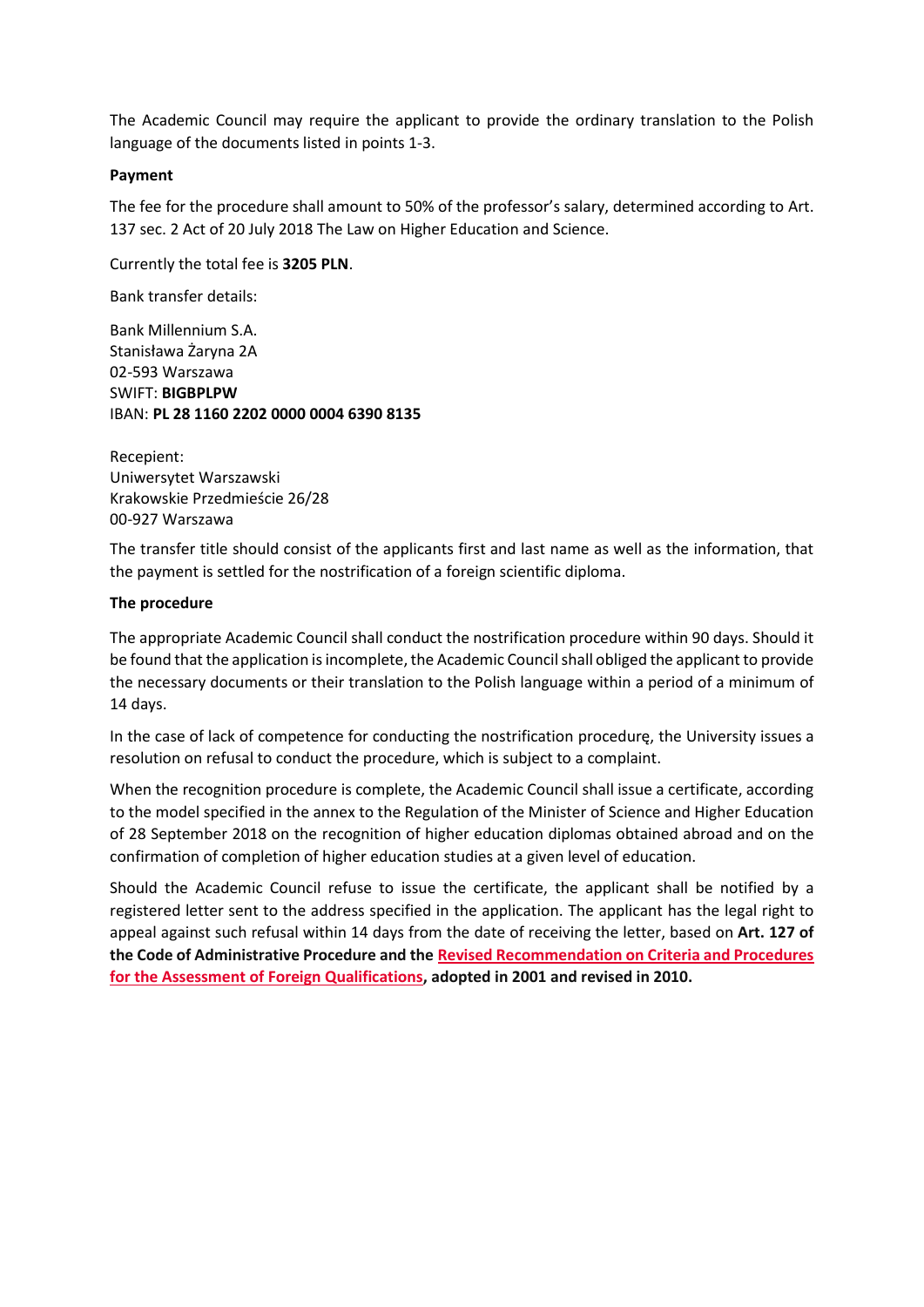The Academic Council may require the applicant to provide the ordinary translation to the Polish language of the documents listed in points 1-3.

**Payment**

The fee for the procedure shall amount to 50% of the professor's salary, determined according to Art. 137 sec. 2 Act of 20 July 2018 The Law on Higher Education and Science.

Currently the total fee is **3205 PLN**.

Bank transfer details:

Bank Millennium S.A.
Stanisława Żaryna 2A
02-593 Warszawa
SWIFT: **BIGBPLPW**
IBAN: **PL 28 1160 2202 0000 0004 6390 8135**

Recepient:
Uniwersytet Warszawski
Krakowskie Przedmieście 26/28
00-927 Warszawa

The transfer title should consist of the applicants first and last name as well as the information, that the payment is settled for the nostrification of a foreign scientific diploma.

**The procedure**

The appropriate Academic Council shall conduct the nostrification procedure within 90 days. Should it be found that the application is incomplete, the Academic Council shall obliged the applicant to provide the necessary documents or their translation to the Polish language within a period of a minimum of 14 days.

In the case of lack of competence for conducting the nostrification procedurę, the University issues a resolution on refusal to conduct the procedure, which is subject to a complaint.

When the recognition procedure is complete, the Academic Council shall issue a certificate, according to the model specified in the annex to the Regulation of the Minister of Science and Higher Education of 28 September 2018 on the recognition of higher education diplomas obtained abroad and on the confirmation of completion of higher education studies at a given level of education.

Should the Academic Council refuse to issue the certificate, the applicant shall be notified by a registered letter sent to the address specified in the application. The applicant has the legal right to appeal against such refusal within 14 days from the date of receiving the letter, based on **Art. 127 of the Code of Administrative Procedure and the Revised Recommendation on Criteria and Procedures for the Assessment of Foreign Qualifications, adopted in 2001 and revised in 2010.**